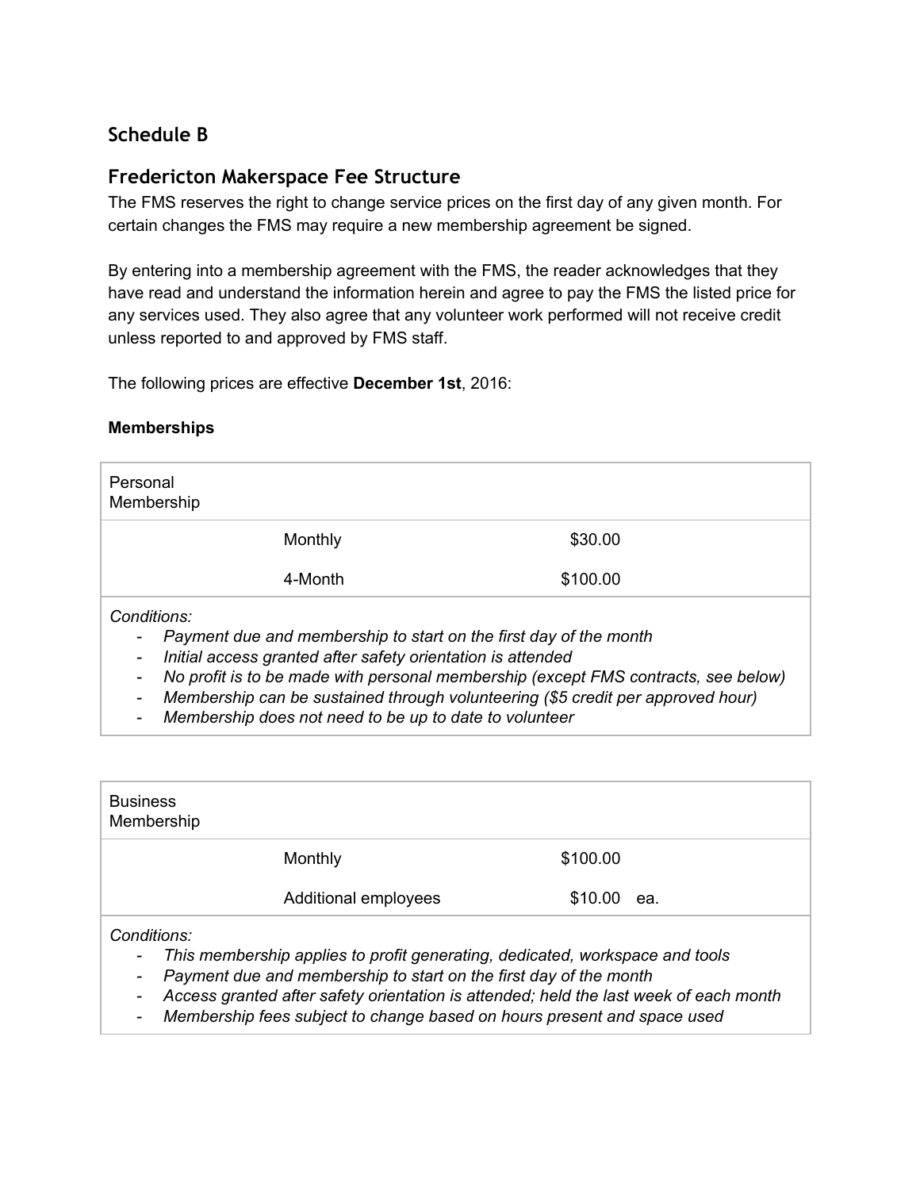## Schedule B

## Fredericton Makerspace Fee Structure

The FMS reserves the right to change service prices on the first day of any given month. For certain changes the FMS may require a new membership agreement be signed.

By entering into a membership agreement with the FMS, the reader acknowledges that they have read and understand the information herein and agree to pay the FMS the listed price for any services used. They also agree that any volunteer work performed will not receive credit unless reported to and approved by FMS staff.

The following prices are effective **December 1st**, 2016:

**Memberships**

| Personal Membership | | |
|---|---|---|
| | Monthly | $30.00 |
| | 4-Month | $100.00 |

*Conditions:*

- *Payment due and membership to start on the first day of the month*
- *Initial access granted after safety orientation is attended*
- *No profit is to be made with personal membership (except FMS contracts, see below)*
- *Membership can be sustained through volunteering ($5 credit per approved hour)*
- *Membership does not need to be up to date to volunteer*

| Business Membership | | |
|---|---|---|
| | Monthly | $100.00 |
| | Additional employees | $10.00 ea. |

*Conditions:*

- *This membership applies to profit generating, dedicated, workspace and tools*
- *Payment due and membership to start on the first day of the month*
- *Access granted after safety orientation is attended; held the last week of each month*
- *Membership fees subject to change based on hours present and space used*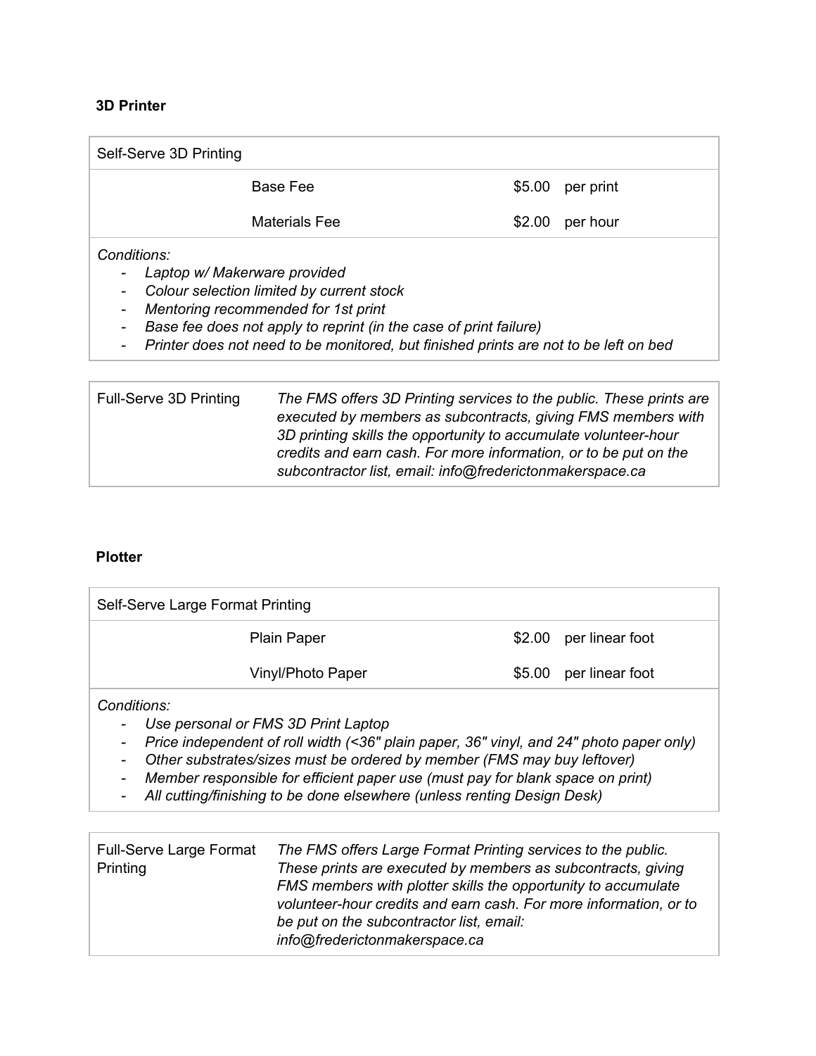### 3D Printer

| Self-Serve 3D Printing | | | |
|---|---|---|---|
| | Base Fee | $5.00 | per print |
| | Materials Fee | $2.00 | per hour |

*Conditions:*

- *Laptop w/ Makerware provided*
- *Colour selection limited by current stock*
- *Mentoring recommended for 1st print*
- *Base fee does not apply to reprint (in the case of print failure)*
- *Printer does not need to be monitored, but finished prints are not to be left on bed*

| | |
|---|---|
| Full-Serve 3D Printing | *The FMS offers 3D Printing services to the public. These prints are executed by members as subcontracts, giving FMS members with 3D printing skills the opportunity to accumulate volunteer-hour credits and earn cash. For more information, or to be put on the subcontractor list, email: info@frederictonmakerspace.ca* |

### Plotter

| Self-Serve Large Format Printing | | | |
|---|---|---|---|
| | Plain Paper | $2.00 | per linear foot |
| | Vinyl/Photo Paper | $5.00 | per linear foot |

*Conditions:*

- *Use personal or FMS 3D Print Laptop*
- *Price independent of roll width (<36" plain paper, 36" vinyl, and 24" photo paper only)*
- *Other substrates/sizes must be ordered by member (FMS may buy leftover)*
- *Member responsible for efficient paper use (must pay for blank space on print)*
- *All cutting/finishing to be done elsewhere (unless renting Design Desk)*

| | |
|---|---|
| Full-Serve Large Format Printing | *The FMS offers Large Format Printing services to the public. These prints are executed by members as subcontracts, giving FMS members with plotter skills the opportunity to accumulate volunteer-hour credits and earn cash. For more information, or to be put on the subcontractor list, email: info@frederictonmakerspace.ca* |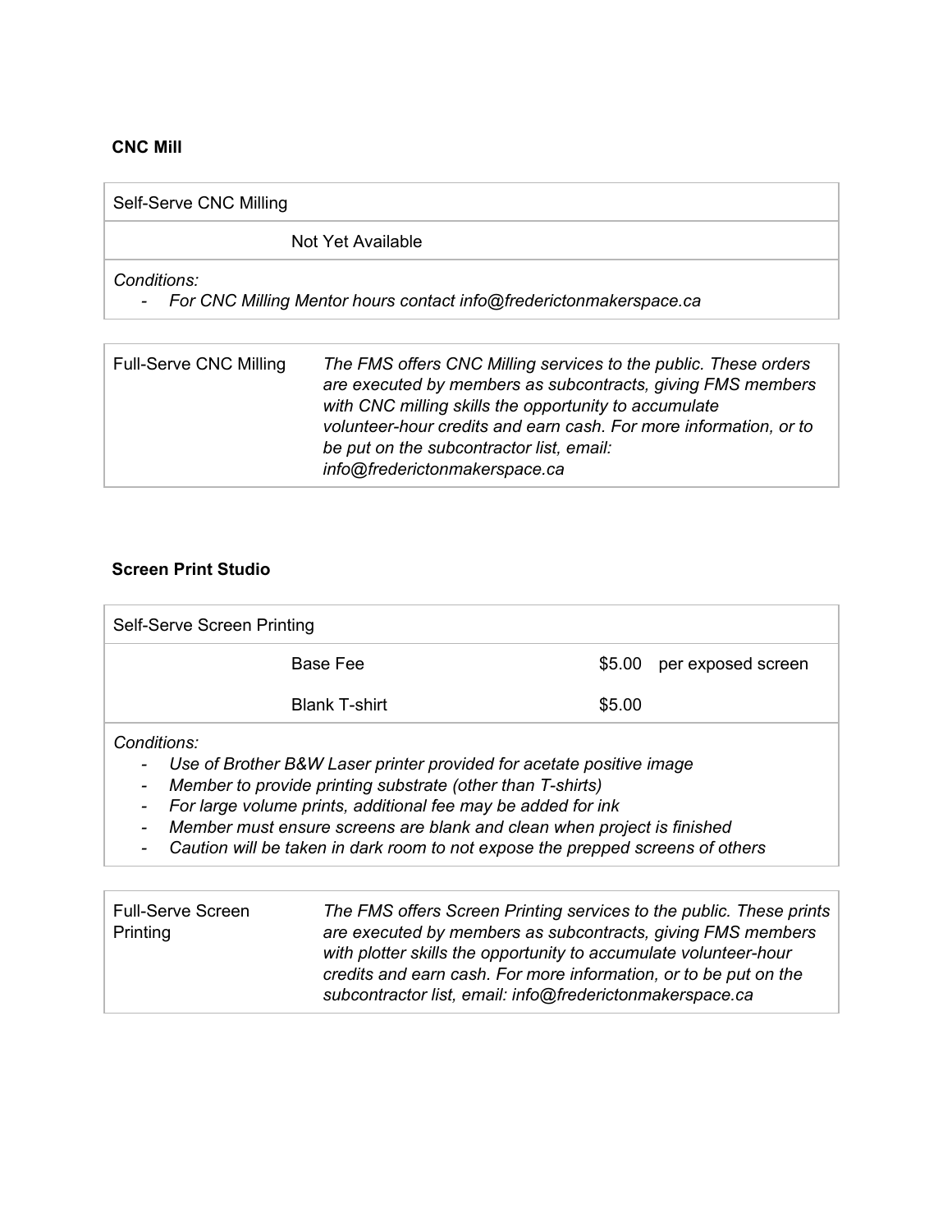**CNC Mill**

| Self-Serve CNC Milling | | | |
|---|---|---|---|
| | Not Yet Available | | |

*Conditions:*

- *For CNC Milling Mentor hours contact info@frederictonmakerspace.ca*

| | |
|---|---|
| Full-Serve CNC Milling | *The FMS offers CNC Milling services to the public. These orders are executed by members as subcontracts, giving FMS members with CNC milling skills the opportunity to accumulate volunteer-hour credits and earn cash. For more information, or to be put on the subcontractor list, email: info@frederictonmakerspace.ca* |

**Screen Print Studio**

| Self-Serve Screen Printing | | | |
|---|---|---|---|
| | Base Fee | $5.00 | per exposed screen |
| | Blank T-shirt | $5.00 | |

*Conditions:*

- *Use of Brother B&W Laser printer provided for acetate positive image*
- *Member to provide printing substrate (other than T-shirts)*
- *For large volume prints, additional fee may be added for ink*
- *Member must ensure screens are blank and clean when project is finished*
- *Caution will be taken in dark room to not expose the prepped screens of others*

| | |
|---|---|
| Full-Serve Screen Printing | *The FMS offers Screen Printing services to the public. These prints are executed by members as subcontracts, giving FMS members with plotter skills the opportunity to accumulate volunteer-hour credits and earn cash. For more information, or to be put on the subcontractor list, email: info@frederictonmakerspace.ca* |